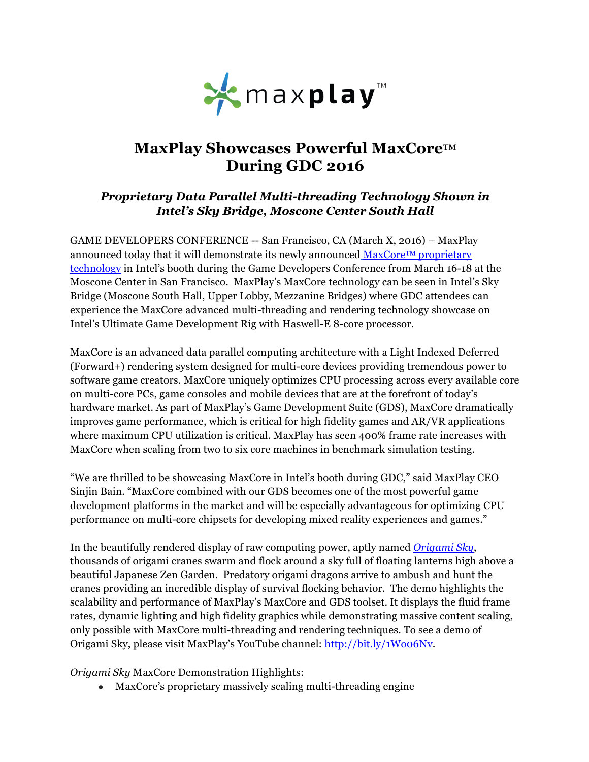# MaxPlay Showcases Powerful MaxCore™ During GDC 2016

## *Proprietary Data Parallel Multi-threading Technology Shown in Intel's Sky Bridge, Moscone Center South Hall*

GAME DEVELOPERS CONFERENCE -- San Francisco, CA (March X, 2016) – MaxPlay announced today that it will demonstrate its newly announced MaxCore™ proprietary technology in Intel's booth during the Game Developers Conference from March 16-18 at the Moscone Center in San Francisco. MaxPlay's MaxCore technology can be seen in Intel's Sky Bridge (Moscone South Hall, Upper Lobby, Mezzanine Bridges) where GDC attendees can experience the MaxCore advanced multi-threading and rendering technology showcase on Intel's Ultimate Game Development Rig with Haswell-E 8-core processor.

MaxCore is an advanced data parallel computing architecture with a Light Indexed Deferred (Forward+) rendering system designed for multi-core devices providing tremendous power to software game creators. MaxCore uniquely optimizes CPU processing across every available core on multi-core PCs, game consoles and mobile devices that are at the forefront of today's hardware market. As part of MaxPlay's Game Development Suite (GDS), MaxCore dramatically improves game performance, which is critical for high fidelity games and AR/VR applications where maximum CPU utilization is critical. MaxPlay has seen 400% frame rate increases with MaxCore when scaling from two to six core machines in benchmark simulation testing.

"We are thrilled to be showcasing MaxCore in Intel's booth during GDC," said MaxPlay CEO Sinjin Bain. "MaxCore combined with our GDS becomes one of the most powerful game development platforms in the market and will be especially advantageous for optimizing CPU performance on multi-core chipsets for developing mixed reality experiences and games."

In the beautifully rendered display of raw computing power, aptly named *Origami Sky*, thousands of origami cranes swarm and flock around a sky full of floating lanterns high above a beautiful Japanese Zen Garden. Predatory origami dragons arrive to ambush and hunt the cranes providing an incredible display of survival flocking behavior. The demo highlights the scalability and performance of MaxPlay's MaxCore and GDS toolset. It displays the fluid frame rates, dynamic lighting and high fidelity graphics while demonstrating massive content scaling, only possible with MaxCore multi-threading and rendering techniques. To see a demo of Origami Sky, please visit MaxPlay's YouTube channel: http://bit.ly/1Wo06Nv.

*Origami Sky* MaxCore Demonstration Highlights:

- MaxCore's proprietary massively scaling multi-threading engine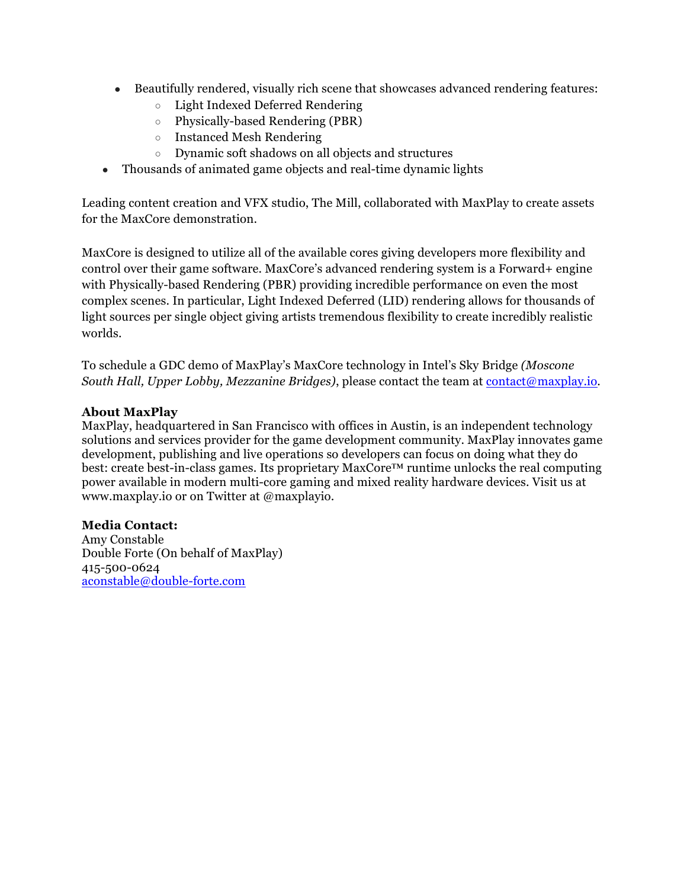- Beautifully rendered, visually rich scene that showcases advanced rendering features:
    - Light Indexed Deferred Rendering
    - Physically-based Rendering (PBR)
    - Instanced Mesh Rendering
    - Dynamic soft shadows on all objects and structures
- Thousands of animated game objects and real-time dynamic lights

Leading content creation and VFX studio, The Mill, collaborated with MaxPlay to create assets for the MaxCore demonstration.

MaxCore is designed to utilize all of the available cores giving developers more flexibility and control over their game software. MaxCore's advanced rendering system is a Forward+ engine with Physically-based Rendering (PBR) providing incredible performance on even the most complex scenes. In particular, Light Indexed Deferred (LID) rendering allows for thousands of light sources per single object giving artists tremendous flexibility to create incredibly realistic worlds.

To schedule a GDC demo of MaxPlay's MaxCore technology in Intel's Sky Bridge *(Moscone South Hall, Upper Lobby, Mezzanine Bridges)*, please contact the team at [contact@maxplay.io](mailto:contact@maxplay.io).

**About MaxPlay**
MaxPlay, headquartered in San Francisco with offices in Austin, is an independent technology solutions and services provider for the game development community. MaxPlay innovates game development, publishing and live operations so developers can focus on doing what they do best: create best-in-class games. Its proprietary MaxCore™ runtime unlocks the real computing power available in modern multi-core gaming and mixed reality hardware devices. Visit us at www.maxplay.io or on Twitter at @maxplayio.

**Media Contact:**
Amy Constable
Double Forte (On behalf of MaxPlay)
415-500-0624
[aconstable@double-forte.com](mailto:aconstable@double-forte.com)